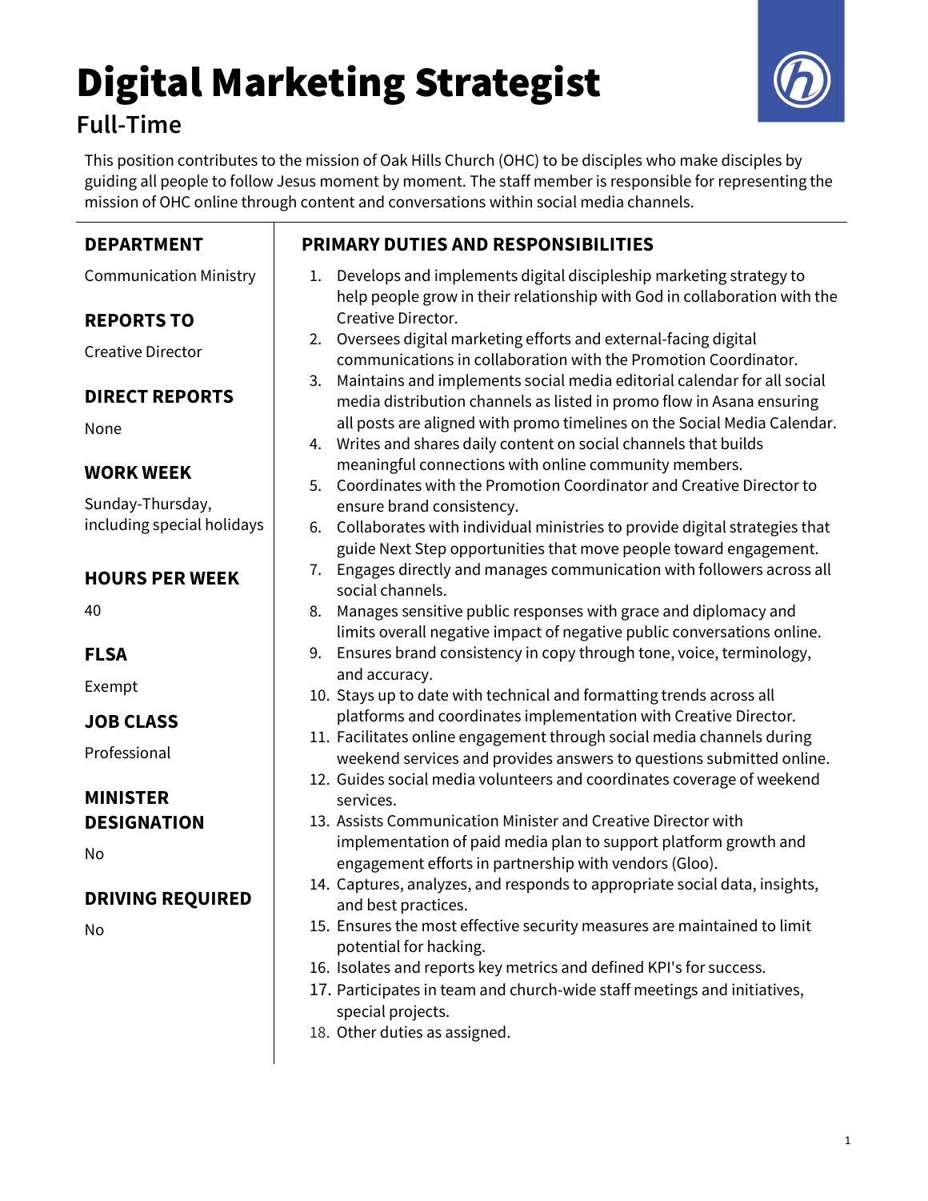# Digital Marketing Strategist

## Full-Time

This position contributes to the mission of Oak Hills Church (OHC) to be disciples who make disciples by guiding all people to follow Jesus moment by moment. The staff member is responsible for representing the mission of OHC online through content and conversations within social media channels.

### DEPARTMENT

Communication Ministry

### REPORTS TO

Creative Director

### DIRECT REPORTS

None

### WORK WEEK

Sunday-Thursday, including special holidays

### HOURS PER WEEK

40

### FLSA

Exempt

### JOB CLASS

Professional

### MINISTER DESIGNATION

No

### DRIVING REQUIRED

No

### PRIMARY DUTIES AND RESPONSIBILITIES

1. Develops and implements digital discipleship marketing strategy to help people grow in their relationship with God in collaboration with the Creative Director.
2. Oversees digital marketing efforts and external-facing digital communications in collaboration with the Promotion Coordinator.
3. Maintains and implements social media editorial calendar for all social media distribution channels as listed in promo flow in Asana ensuring all posts are aligned with promo timelines on the Social Media Calendar.
4. Writes and shares daily content on social channels that builds meaningful connections with online community members.
5. Coordinates with the Promotion Coordinator and Creative Director to ensure brand consistency.
6. Collaborates with individual ministries to provide digital strategies that guide Next Step opportunities that move people toward engagement.
7. Engages directly and manages communication with followers across all social channels.
8. Manages sensitive public responses with grace and diplomacy and limits overall negative impact of negative public conversations online.
9. Ensures brand consistency in copy through tone, voice, terminology, and accuracy.
10. Stays up to date with technical and formatting trends across all platforms and coordinates implementation with Creative Director.
11. Facilitates online engagement through social media channels during weekend services and provides answers to questions submitted online.
12. Guides social media volunteers and coordinates coverage of weekend services.
13. Assists Communication Minister and Creative Director with implementation of paid media plan to support platform growth and engagement efforts in partnership with vendors (Gloo).
14. Captures, analyzes, and responds to appropriate social data, insights, and best practices.
15. Ensures the most effective security measures are maintained to limit potential for hacking.
16. Isolates and reports key metrics and defined KPI's for success.
17. Participates in team and church-wide staff meetings and initiatives, special projects.
18. Other duties as assigned.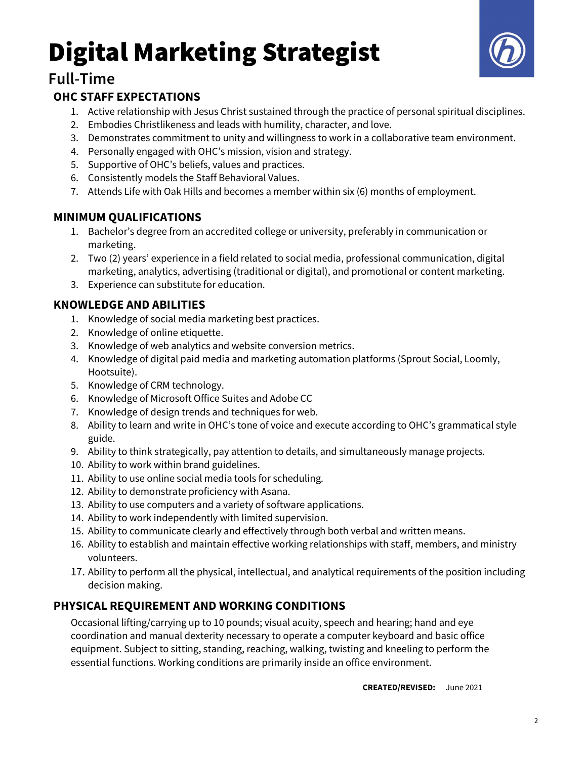# Digital Marketing Strategist

## Full-Time

### OHC STAFF EXPECTATIONS

1. Active relationship with Jesus Christ sustained through the practice of personal spiritual disciplines.
2. Embodies Christlikeness and leads with humility, character, and love.
3. Demonstrates commitment to unity and willingness to work in a collaborative team environment.
4. Personally engaged with OHC's mission, vision and strategy.
5. Supportive of OHC's beliefs, values and practices.
6. Consistently models the Staff Behavioral Values.
7. Attends Life with Oak Hills and becomes a member within six (6) months of employment.

### MINIMUM QUALIFICATIONS

1. Bachelor's degree from an accredited college or university, preferably in communication or marketing.
2. Two (2) years' experience in a field related to social media, professional communication, digital marketing, analytics, advertising (traditional or digital), and promotional or content marketing.
3. Experience can substitute for education.

### KNOWLEDGE AND ABILITIES

1. Knowledge of social media marketing best practices.
2. Knowledge of online etiquette.
3. Knowledge of web analytics and website conversion metrics.
4. Knowledge of digital paid media and marketing automation platforms (Sprout Social, Loomly, Hootsuite).
5. Knowledge of CRM technology.
6. Knowledge of Microsoft Office Suites and Adobe CC
7. Knowledge of design trends and techniques for web.
8. Ability to learn and write in OHC's tone of voice and execute according to OHC's grammatical style guide.
9. Ability to think strategically, pay attention to details, and simultaneously manage projects.
10. Ability to work within brand guidelines.
11. Ability to use online social media tools for scheduling.
12. Ability to demonstrate proficiency with Asana.
13. Ability to use computers and a variety of software applications.
14. Ability to work independently with limited supervision.
15. Ability to communicate clearly and effectively through both verbal and written means.
16. Ability to establish and maintain effective working relationships with staff, members, and ministry volunteers.
17. Ability to perform all the physical, intellectual, and analytical requirements of the position including decision making.

### PHYSICAL REQUIREMENT AND WORKING CONDITIONS

Occasional lifting/carrying up to 10 pounds; visual acuity, speech and hearing; hand and eye coordination and manual dexterity necessary to operate a computer keyboard and basic office equipment. Subject to sitting, standing, reaching, walking, twisting and kneeling to perform the essential functions. Working conditions are primarily inside an office environment.

**CREATED/REVISED:** June 2021